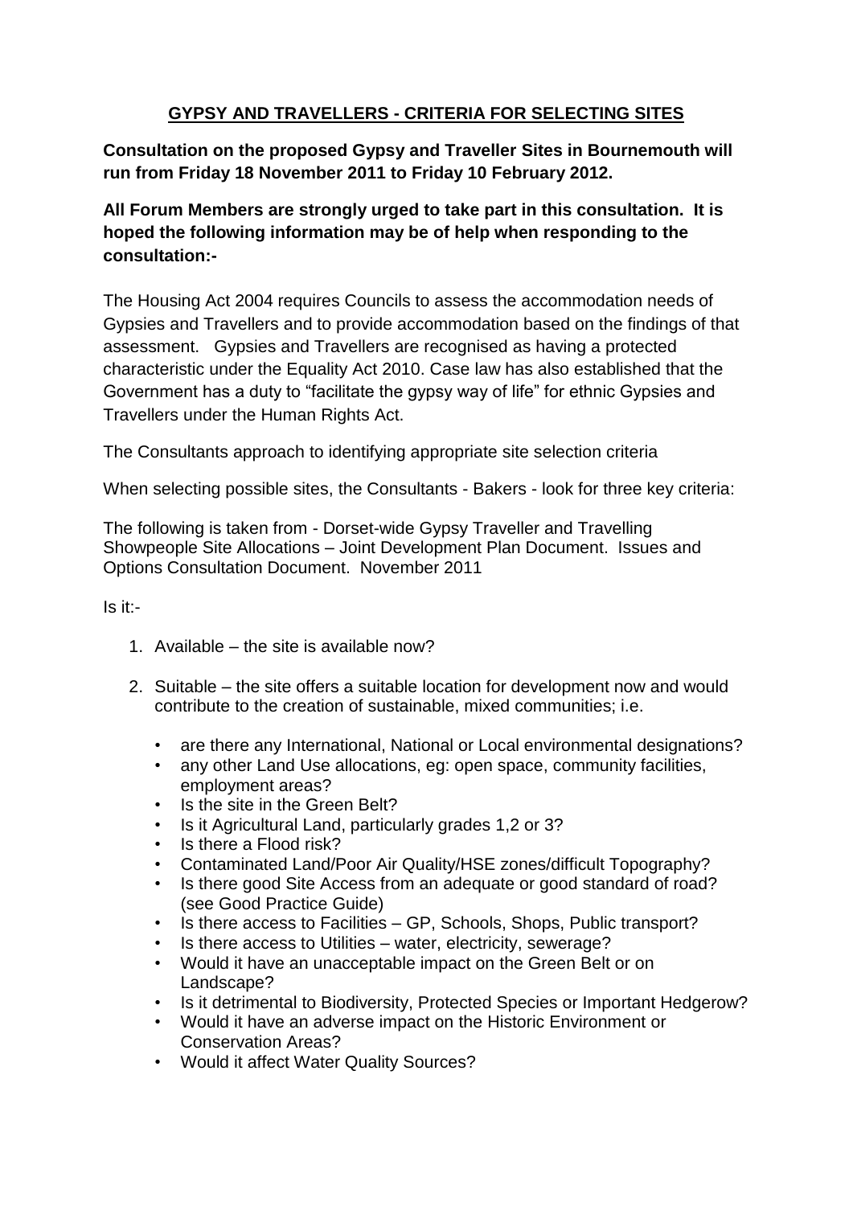# **GYPSY AND TRAVELLERS - CRITERIA FOR SELECTING SITES**

**Consultation on the proposed Gypsy and Traveller Sites in Bournemouth will run from Friday 18 November 2011 to Friday 10 February 2012.**

**All Forum Members are strongly urged to take part in this consultation. It is hoped the following information may be of help when responding to the consultation:-**

The Housing Act 2004 requires Councils to assess the accommodation needs of Gypsies and Travellers and to provide accommodation based on the findings of that assessment. Gypsies and Travellers are recognised as having a protected characteristic under the Equality Act 2010. Case law has also established that the Government has a duty to "facilitate the gypsy way of life" for ethnic Gypsies and Travellers under the Human Rights Act.

The Consultants approach to identifying appropriate site selection criteria

When selecting possible sites, the Consultants - Bakers - look for three key criteria:

The following is taken from - Dorset-wide Gypsy Traveller and Travelling Showpeople Site Allocations – Joint Development Plan Document. Issues and Options Consultation Document. November 2011

Is it:-

1. Available – the site is available now?
2. Suitable – the site offers a suitable location for development now and would contribute to the creation of sustainable, mixed communities; i.e.
   - are there any International, National or Local environmental designations?
   - any other Land Use allocations, eg: open space, community facilities, employment areas?
   - Is the site in the Green Belt?
   - Is it Agricultural Land, particularly grades 1,2 or 3?
   - Is there a Flood risk?
   - Contaminated Land/Poor Air Quality/HSE zones/difficult Topography?
   - Is there good Site Access from an adequate or good standard of road? (see Good Practice Guide)
   - Is there access to Facilities – GP, Schools, Shops, Public transport?
   - Is there access to Utilities – water, electricity, sewerage?
   - Would it have an unacceptable impact on the Green Belt or on Landscape?
   - Is it detrimental to Biodiversity, Protected Species or Important Hedgerow?
   - Would it have an adverse impact on the Historic Environment or Conservation Areas?
   - Would it affect Water Quality Sources?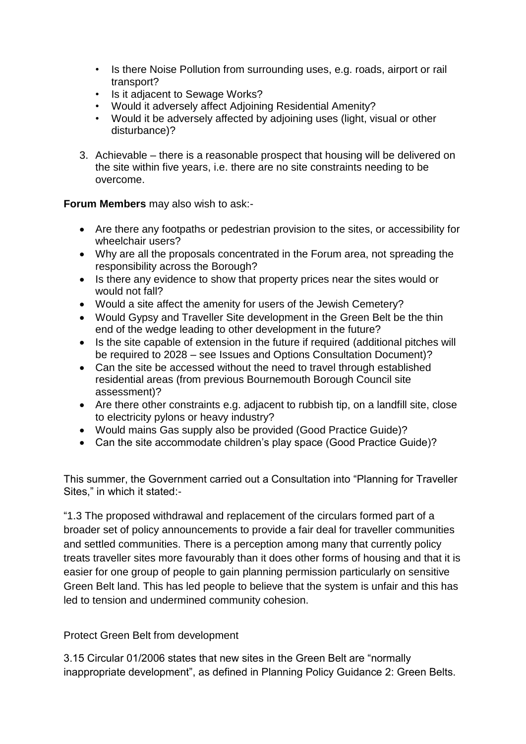- Is there Noise Pollution from surrounding uses, e.g. roads, airport or rail transport?
- Is it adjacent to Sewage Works?
- Would it adversely affect Adjoining Residential Amenity?
- Would it be adversely affected by adjoining uses (light, visual or other disturbance)?

3. Achievable – there is a reasonable prospect that housing will be delivered on the site within five years, i.e. there are no site constraints needing to be overcome.

**Forum Members** may also wish to ask:-

- Are there any footpaths or pedestrian provision to the sites, or accessibility for wheelchair users?
- Why are all the proposals concentrated in the Forum area, not spreading the responsibility across the Borough?
- Is there any evidence to show that property prices near the sites would or would not fall?
- Would a site affect the amenity for users of the Jewish Cemetery?
- Would Gypsy and Traveller Site development in the Green Belt be the thin end of the wedge leading to other development in the future?
- Is the site capable of extension in the future if required (additional pitches will be required to 2028 – see Issues and Options Consultation Document)?
- Can the site be accessed without the need to travel through established residential areas (from previous Bournemouth Borough Council site assessment)?
- Are there other constraints e.g. adjacent to rubbish tip, on a landfill site, close to electricity pylons or heavy industry?
- Would mains Gas supply also be provided (Good Practice Guide)?
- Can the site accommodate children's play space (Good Practice Guide)?

This summer, the Government carried out a Consultation into "Planning for Traveller Sites," in which it stated:-

"1.3 The proposed withdrawal and replacement of the circulars formed part of a broader set of policy announcements to provide a fair deal for traveller communities and settled communities. There is a perception among many that currently policy treats traveller sites more favourably than it does other forms of housing and that it is easier for one group of people to gain planning permission particularly on sensitive Green Belt land. This has led people to believe that the system is unfair and this has led to tension and undermined community cohesion.

Protect Green Belt from development

3.15 Circular 01/2006 states that new sites in the Green Belt are "normally inappropriate development", as defined in Planning Policy Guidance 2: Green Belts.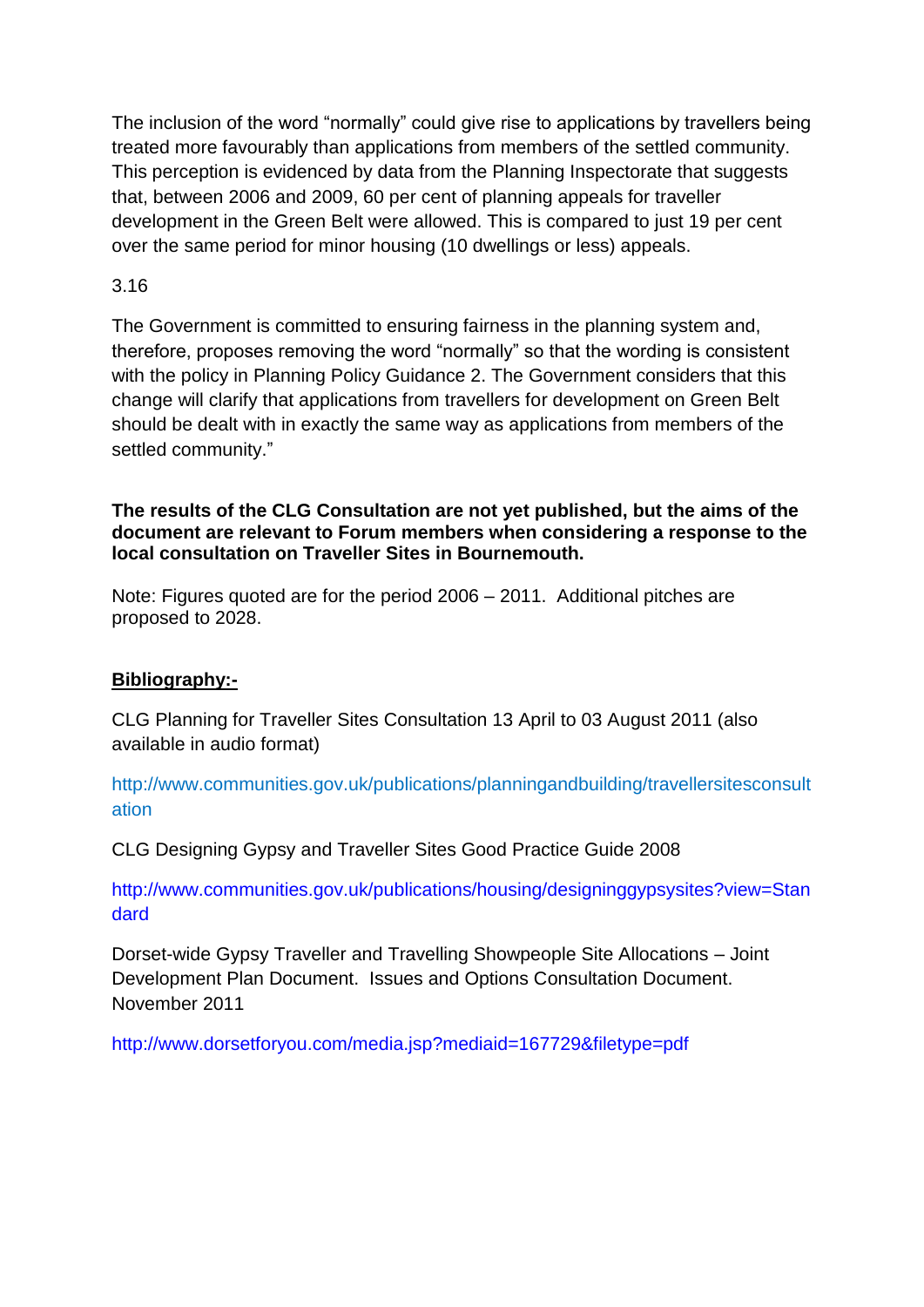The inclusion of the word “normally” could give rise to applications by travellers being treated more favourably than applications from members of the settled community. This perception is evidenced by data from the Planning Inspectorate that suggests that, between 2006 and 2009, 60 per cent of planning appeals for traveller development in the Green Belt were allowed. This is compared to just 19 per cent over the same period for minor housing (10 dwellings or less) appeals.

3.16

The Government is committed to ensuring fairness in the planning system and, therefore, proposes removing the word “normally” so that the wording is consistent with the policy in Planning Policy Guidance 2. The Government considers that this change will clarify that applications from travellers for development on Green Belt should be dealt with in exactly the same way as applications from members of the settled community.”

**The results of the CLG Consultation are not yet published, but the aims of the document are relevant to Forum members when considering a response to the local consultation on Traveller Sites in Bournemouth.**

Note: Figures quoted are for the period 2006 – 2011. Additional pitches are proposed to 2028.

**Bibliography:-**

CLG Planning for Traveller Sites Consultation 13 April to 03 August 2011 (also available in audio format)

http://www.communities.gov.uk/publications/planningandbuilding/travellersitesconsultation

CLG Designing Gypsy and Traveller Sites Good Practice Guide 2008

http://www.communities.gov.uk/publications/housing/designinggypsysites?view=Standard

Dorset-wide Gypsy Traveller and Travelling Showpeople Site Allocations – Joint Development Plan Document. Issues and Options Consultation Document. November 2011

http://www.dorsetforyou.com/media.jsp?mediaid=167729&filetype=pdf